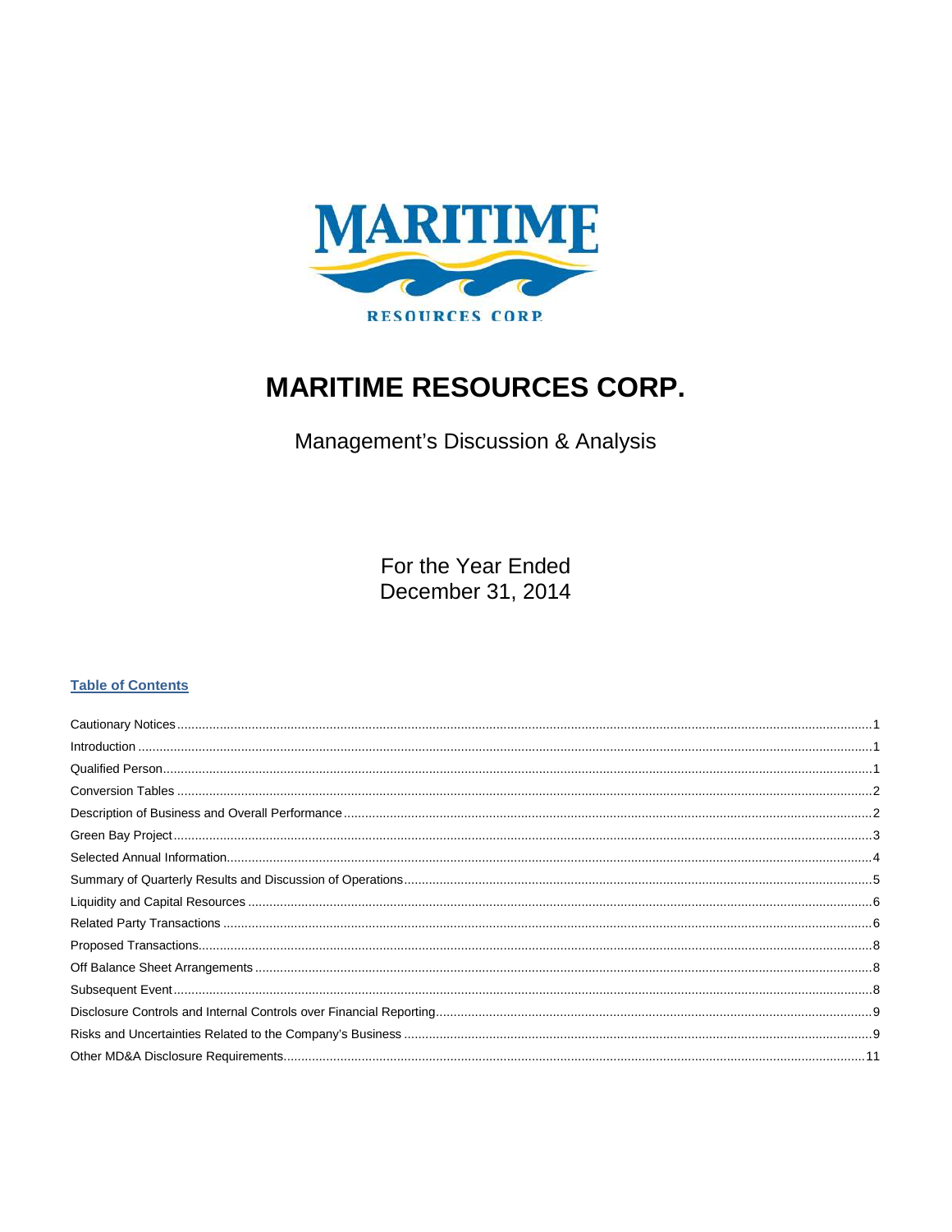MARITIME

RESOURCES CORP.

# MARITIME RESOURCES CORP.

Management's Discussion & Analysis

For the Year Ended
December 31, 2014

## Table of Contents

| | |
|---|---|
| Cautionary Notices | 1 |
| Introduction | 1 |
| Qualified Person | 1 |
| Conversion Tables | 2 |
| Description of Business and Overall Performance | 2 |
| Green Bay Project | 3 |
| Selected Annual Information | 4 |
| Summary of Quarterly Results and Discussion of Operations | 5 |
| Liquidity and Capital Resources | 6 |
| Related Party Transactions | 6 |
| Proposed Transactions | 8 |
| Off Balance Sheet Arrangements | 8 |
| Subsequent Event | 8 |
| Disclosure Controls and Internal Controls over Financial Reporting | 9 |
| Risks and Uncertainties Related to the Company's Business | 9 |
| Other MD&A Disclosure Requirements | 11 |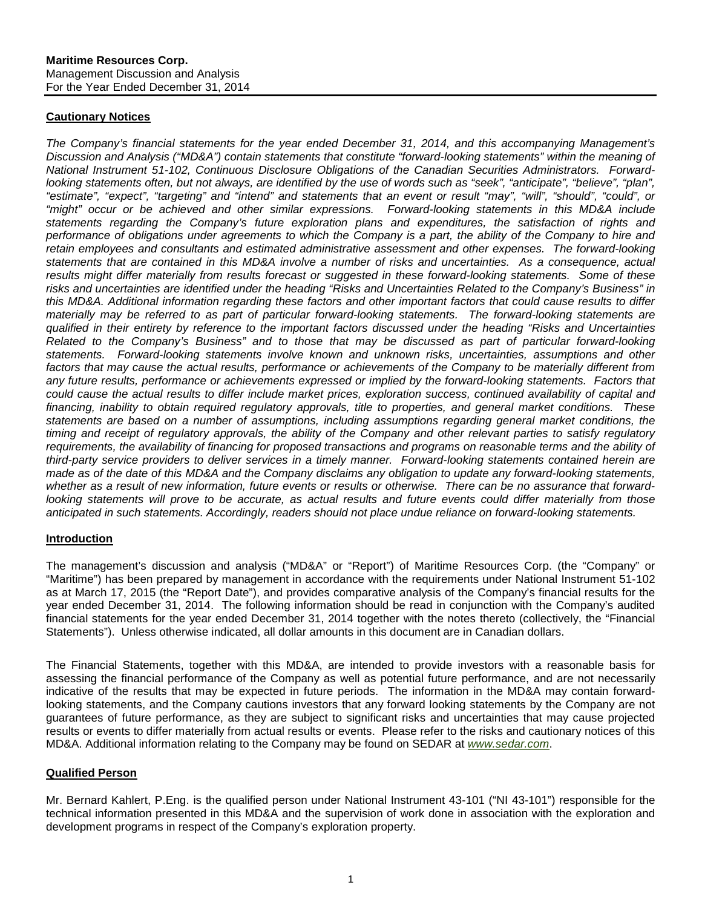**Maritime Resources Corp.**
Management Discussion and Analysis
For the Year Ended December 31, 2014

## Cautionary Notices

*The Company's financial statements for the year ended December 31, 2014, and this accompanying Management's Discussion and Analysis ("MD&A") contain statements that constitute "forward-looking statements" within the meaning of National Instrument 51-102, Continuous Disclosure Obligations of the Canadian Securities Administrators. Forward-looking statements often, but not always, are identified by the use of words such as "seek", "anticipate", "believe", "plan", "estimate", "expect", "targeting" and "intend" and statements that an event or result "may", "will", "should", "could", or "might" occur or be achieved and other similar expressions. Forward-looking statements in this MD&A include statements regarding the Company's future exploration plans and expenditures, the satisfaction of rights and performance of obligations under agreements to which the Company is a part, the ability of the Company to hire and retain employees and consultants and estimated administrative assessment and other expenses. The forward-looking statements that are contained in this MD&A involve a number of risks and uncertainties. As a consequence, actual results might differ materially from results forecast or suggested in these forward-looking statements. Some of these risks and uncertainties are identified under the heading "Risks and Uncertainties Related to the Company's Business" in this MD&A. Additional information regarding these factors and other important factors that could cause results to differ materially may be referred to as part of particular forward-looking statements. The forward-looking statements are qualified in their entirety by reference to the important factors discussed under the heading "Risks and Uncertainties Related to the Company's Business" and to those that may be discussed as part of particular forward-looking statements. Forward-looking statements involve known and unknown risks, uncertainties, assumptions and other factors that may cause the actual results, performance or achievements of the Company to be materially different from any future results, performance or achievements expressed or implied by the forward-looking statements. Factors that could cause the actual results to differ include market prices, exploration success, continued availability of capital and financing, inability to obtain required regulatory approvals, title to properties, and general market conditions. These statements are based on a number of assumptions, including assumptions regarding general market conditions, the timing and receipt of regulatory approvals, the ability of the Company and other relevant parties to satisfy regulatory requirements, the availability of financing for proposed transactions and programs on reasonable terms and the ability of third-party service providers to deliver services in a timely manner. Forward-looking statements contained herein are made as of the date of this MD&A and the Company disclaims any obligation to update any forward-looking statements, whether as a result of new information, future events or results or otherwise. There can be no assurance that forward-looking statements will prove to be accurate, as actual results and future events could differ materially from those anticipated in such statements. Accordingly, readers should not place undue reliance on forward-looking statements.*

## Introduction

The management's discussion and analysis ("MD&A" or "Report") of Maritime Resources Corp. (the "Company" or "Maritime") has been prepared by management in accordance with the requirements under National Instrument 51-102 as at March 17, 2015 (the "Report Date"), and provides comparative analysis of the Company's financial results for the year ended December 31, 2014. The following information should be read in conjunction with the Company's audited financial statements for the year ended December 31, 2014 together with the notes thereto (collectively, the "Financial Statements"). Unless otherwise indicated, all dollar amounts in this document are in Canadian dollars.

The Financial Statements, together with this MD&A, are intended to provide investors with a reasonable basis for assessing the financial performance of the Company as well as potential future performance, and are not necessarily indicative of the results that may be expected in future periods. The information in the MD&A may contain forward-looking statements, and the Company cautions investors that any forward looking statements by the Company are not guarantees of future performance, as they are subject to significant risks and uncertainties that may cause projected results or events to differ materially from actual results or events. Please refer to the risks and cautionary notices of this MD&A. Additional information relating to the Company may be found on SEDAR at *www.sedar.com*.

## Qualified Person

Mr. Bernard Kahlert, P.Eng. is the qualified person under National Instrument 43-101 ("NI 43-101") responsible for the technical information presented in this MD&A and the supervision of work done in association with the exploration and development programs in respect of the Company's exploration property.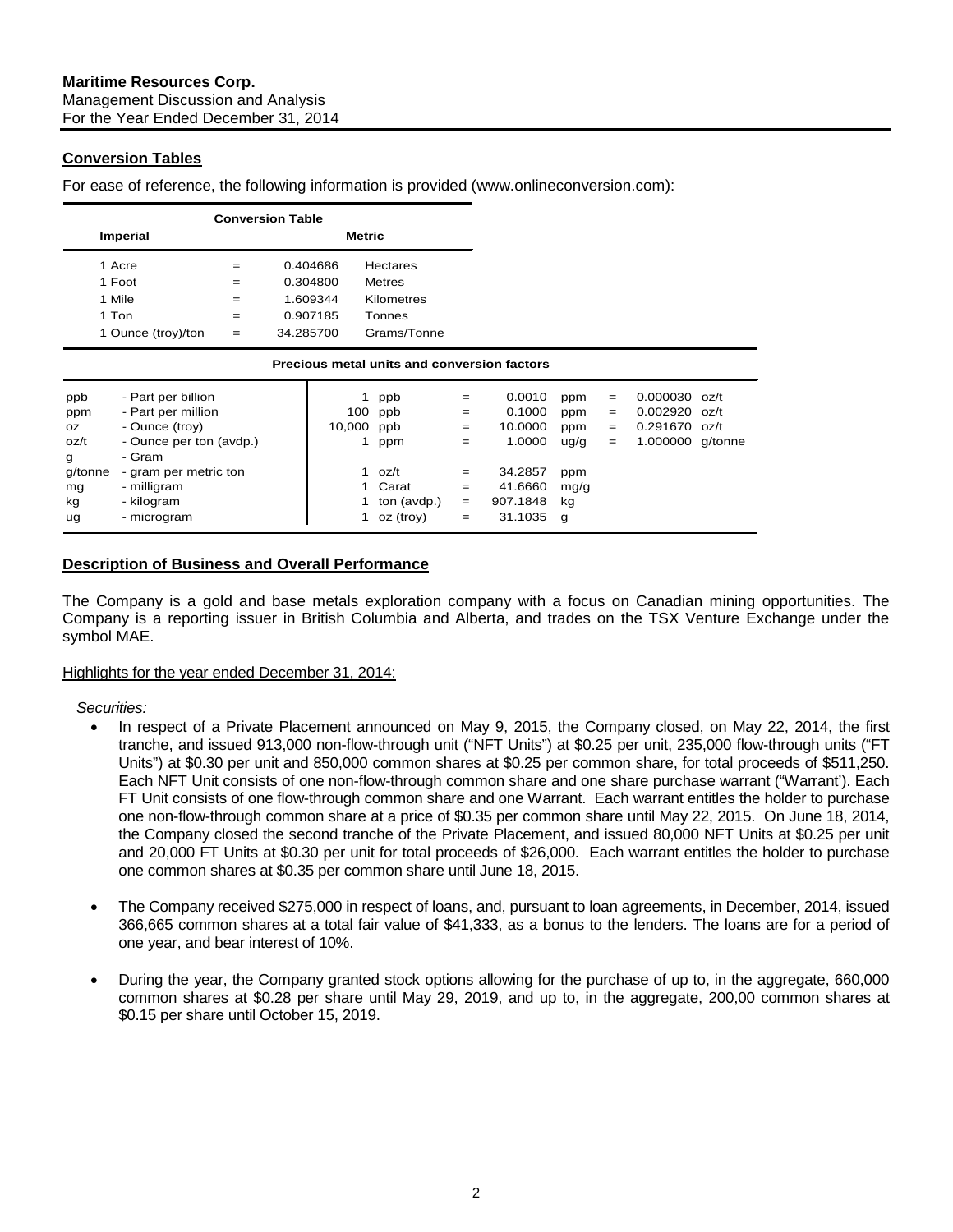## Conversion Tables

For ease of reference, the following information is provided (www.onlineconversion.com):

| Conversion Table | | | |
|---|---|---|---|
| **Imperial** | | **Metric** | |
| 1 Acre | = | 0.404686 | Hectares |
| 1 Foot | = | 0.304800 | Metres |
| 1 Mile | = | 1.609344 | Kilometres |
| 1 Ton | = | 0.907185 | Tonnes |
| 1 Ounce (troy)/ton | = | 34.285700 | Grams/Tonne |

**Precious metal units and conversion factors**

| | | | | | | | | | |
|---|---|---|---|---|---|---|---|---|---|
| ppb | - Part per billion | 1 | ppb | = | 0.0010 | ppm | = | 0.000030 | oz/t |
| ppm | - Part per million | 100 | ppb | = | 0.1000 | ppm | = | 0.002920 | oz/t |
| oz | - Ounce (troy) | 10,000 | ppb | = | 10.0000 | ppm | = | 0.291670 | oz/t |
| oz/t | - Ounce per ton (avdp.) | 1 | ppm | = | 1.0000 | ug/g | = | 1.000000 | g/tonne |
| g | - Gram | | | | | | | | |
| g/tonne | - gram per metric ton | 1 | oz/t | = | 34.2857 | ppm | | | |
| mg | - milligram | 1 | Carat | = | 41.6660 | mg/g | | | |
| kg | - kilogram | 1 | ton (avdp.) | = | 907.1848 | kg | | | |
| ug | - microgram | 1 | oz (troy) | = | 31.1035 | g | | | |

## Description of Business and Overall Performance

The Company is a gold and base metals exploration company with a focus on Canadian mining opportunities. The Company is a reporting issuer in British Columbia and Alberta, and trades on the TSX Venture Exchange under the symbol MAE.

Highlights for the year ended December 31, 2014:

*Securities:*

- In respect of a Private Placement announced on May 9, 2015, the Company closed, on May 22, 2014, the first tranche, and issued 913,000 non-flow-through unit ("NFT Units") at $0.25 per unit, 235,000 flow-through units ("FT Units") at $0.30 per unit and 850,000 common shares at $0.25 per common share, for total proceeds of $511,250. Each NFT Unit consists of one non-flow-through common share and one share purchase warrant ("Warrant'). Each FT Unit consists of one flow-through common share and one Warrant. Each warrant entitles the holder to purchase one non-flow-through common share at a price of $0.35 per common share until May 22, 2015. On June 18, 2014, the Company closed the second tranche of the Private Placement, and issued 80,000 NFT Units at $0.25 per unit and 20,000 FT Units at $0.30 per unit for total proceeds of $26,000. Each warrant entitles the holder to purchase one common shares at $0.35 per common share until June 18, 2015.

- The Company received $275,000 in respect of loans, and, pursuant to loan agreements, in December, 2014, issued 366,665 common shares at a total fair value of $41,333, as a bonus to the lenders. The loans are for a period of one year, and bear interest of 10%.

- During the year, the Company granted stock options allowing for the purchase of up to, in the aggregate, 660,000 common shares at $0.28 per share until May 29, 2019, and up to, in the aggregate, 200,00 common shares at $0.15 per share until October 15, 2019.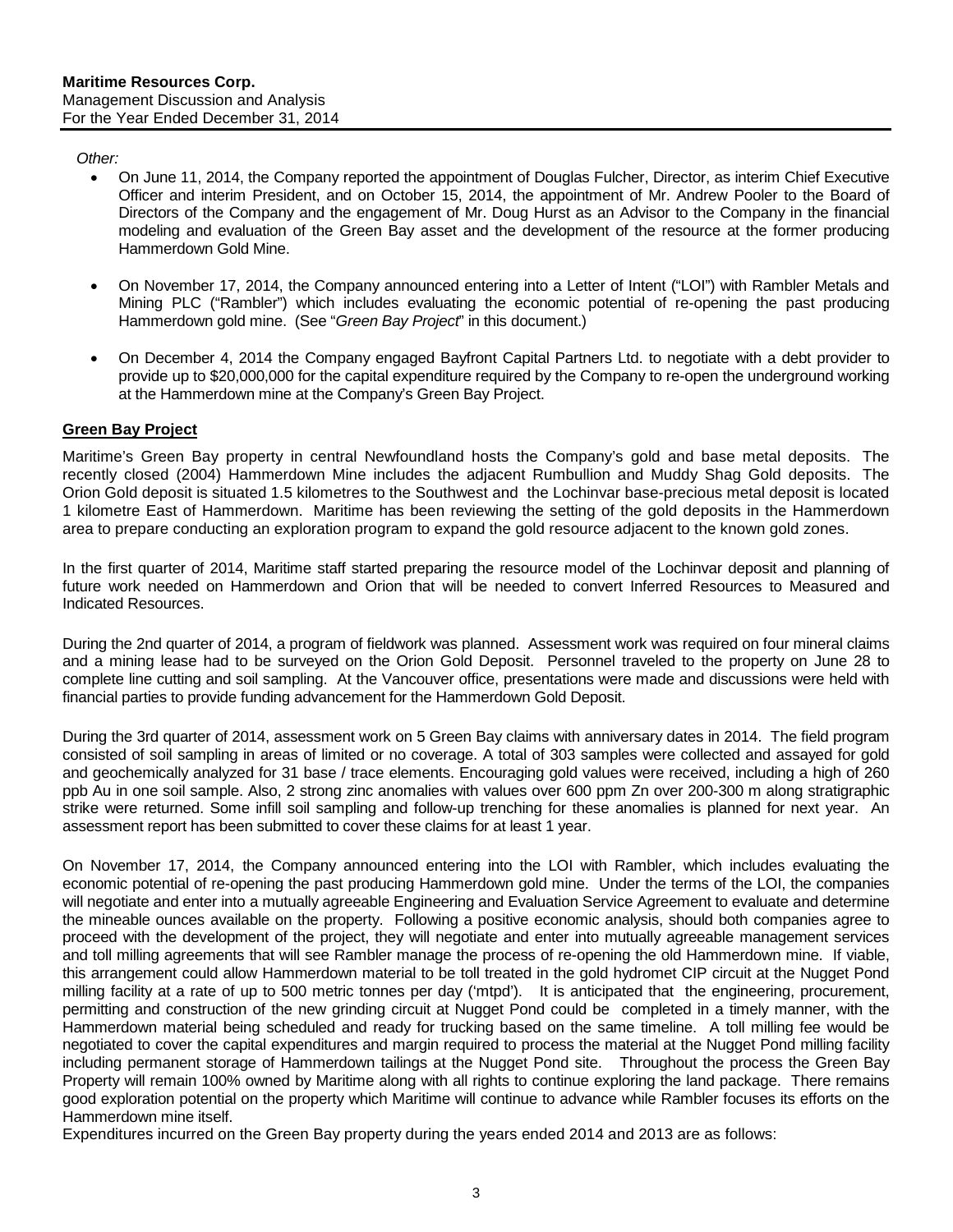*Other:*

- On June 11, 2014, the Company reported the appointment of Douglas Fulcher, Director, as interim Chief Executive Officer and interim President, and on October 15, 2014, the appointment of Mr. Andrew Pooler to the Board of Directors of the Company and the engagement of Mr. Doug Hurst as an Advisor to the Company in the financial modeling and evaluation of the Green Bay asset and the development of the resource at the former producing Hammerdown Gold Mine.

- On November 17, 2014, the Company announced entering into a Letter of Intent ("LOI") with Rambler Metals and Mining PLC ("Rambler") which includes evaluating the economic potential of re-opening the past producing Hammerdown gold mine. (See "*Green Bay Project*" in this document.)

- On December 4, 2014 the Company engaged Bayfront Capital Partners Ltd. to negotiate with a debt provider to provide up to $20,000,000 for the capital expenditure required by the Company to re-open the underground working at the Hammerdown mine at the Company's Green Bay Project.

## Green Bay Project

Maritime's Green Bay property in central Newfoundland hosts the Company's gold and base metal deposits. The recently closed (2004) Hammerdown Mine includes the adjacent Rumbullion and Muddy Shag Gold deposits. The Orion Gold deposit is situated 1.5 kilometres to the Southwest and the Lochinvar base-precious metal deposit is located 1 kilometre East of Hammerdown. Maritime has been reviewing the setting of the gold deposits in the Hammerdown area to prepare conducting an exploration program to expand the gold resource adjacent to the known gold zones.

In the first quarter of 2014, Maritime staff started preparing the resource model of the Lochinvar deposit and planning of future work needed on Hammerdown and Orion that will be needed to convert Inferred Resources to Measured and Indicated Resources.

During the 2nd quarter of 2014, a program of fieldwork was planned. Assessment work was required on four mineral claims and a mining lease had to be surveyed on the Orion Gold Deposit. Personnel traveled to the property on June 28 to complete line cutting and soil sampling. At the Vancouver office, presentations were made and discussions were held with financial parties to provide funding advancement for the Hammerdown Gold Deposit.

During the 3rd quarter of 2014, assessment work on 5 Green Bay claims with anniversary dates in 2014. The field program consisted of soil sampling in areas of limited or no coverage. A total of 303 samples were collected and assayed for gold and geochemically analyzed for 31 base / trace elements. Encouraging gold values were received, including a high of 260 ppb Au in one soil sample. Also, 2 strong zinc anomalies with values over 600 ppm Zn over 200-300 m along stratigraphic strike were returned. Some infill soil sampling and follow-up trenching for these anomalies is planned for next year. An assessment report has been submitted to cover these claims for at least 1 year.

On November 17, 2014, the Company announced entering into the LOI with Rambler, which includes evaluating the economic potential of re-opening the past producing Hammerdown gold mine. Under the terms of the LOI, the companies will negotiate and enter into a mutually agreeable Engineering and Evaluation Service Agreement to evaluate and determine the mineable ounces available on the property. Following a positive economic analysis, should both companies agree to proceed with the development of the project, they will negotiate and enter into mutually agreeable management services and toll milling agreements that will see Rambler manage the process of re-opening the old Hammerdown mine. If viable, this arrangement could allow Hammerdown material to be toll treated in the gold hydromet CIP circuit at the Nugget Pond milling facility at a rate of up to 500 metric tonnes per day ('mtpd'). It is anticipated that the engineering, procurement, permitting and construction of the new grinding circuit at Nugget Pond could be completed in a timely manner, with the Hammerdown material being scheduled and ready for trucking based on the same timeline. A toll milling fee would be negotiated to cover the capital expenditures and margin required to process the material at the Nugget Pond milling facility including permanent storage of Hammerdown tailings at the Nugget Pond site. Throughout the process the Green Bay Property will remain 100% owned by Maritime along with all rights to continue exploring the land package. There remains good exploration potential on the property which Maritime will continue to advance while Rambler focuses its efforts on the Hammerdown mine itself.

Expenditures incurred on the Green Bay property during the years ended 2014 and 2013 are as follows: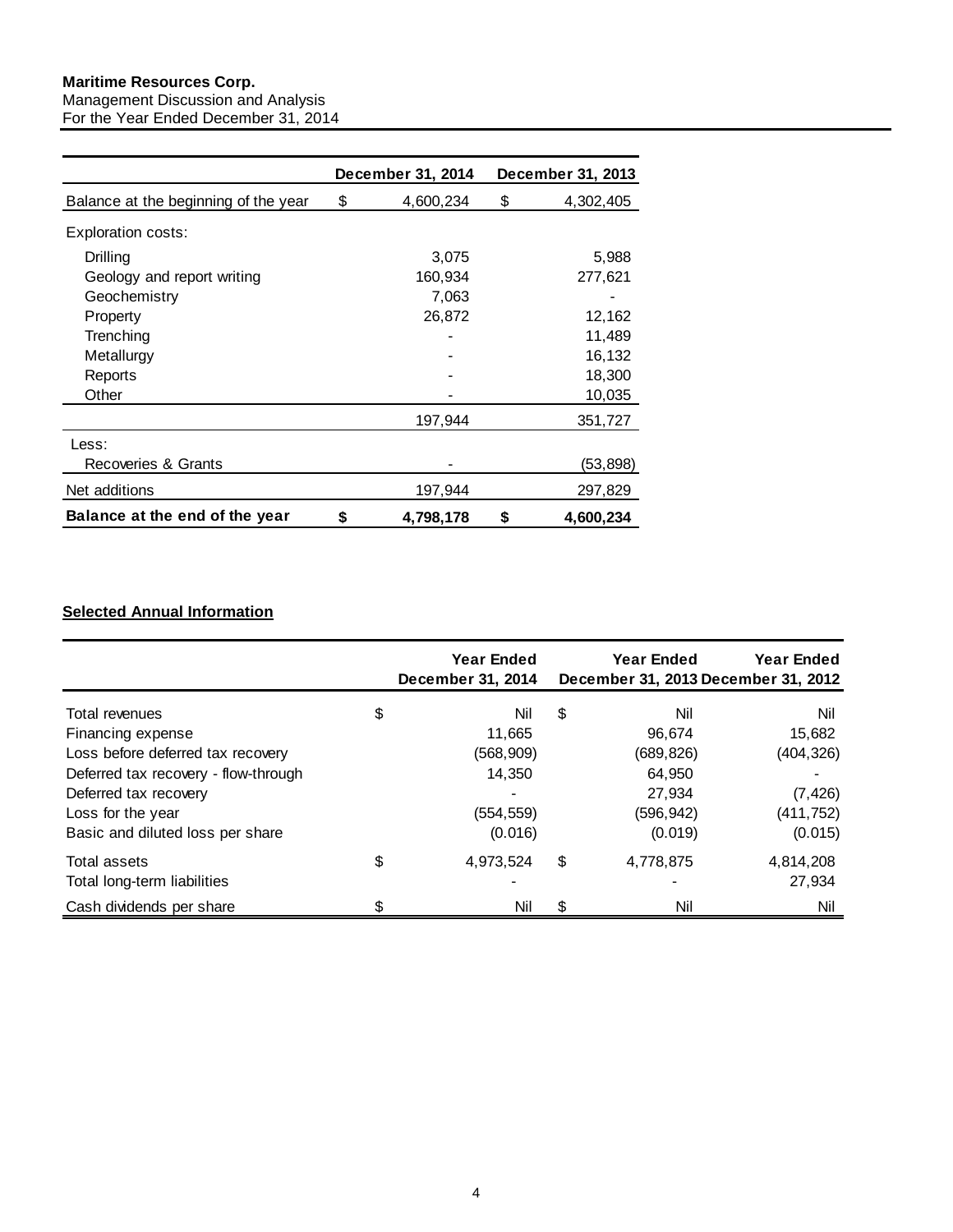**Maritime Resources Corp.**
Management Discussion and Analysis
For the Year Ended December 31, 2014

| | December 31, 2014 | December 31, 2013 |
|---|---|---|
| Balance at the beginning of the year | $ 4,600,234 | $ 4,302,405 |
| Exploration costs: | | |
| Drilling | 3,075 | 5,988 |
| Geology and report writing | 160,934 | 277,621 |
| Geochemistry | 7,063 | - |
| Property | 26,872 | 12,162 |
| Trenching | - | 11,489 |
| Metallurgy | - | 16,132 |
| Reports | - | 18,300 |
| Other | - | 10,035 |
| | 197,944 | 351,727 |
| Less: | | |
| Recoveries & Grants | - | (53,898) |
| Net additions | 197,944 | 297,829 |
| **Balance at the end of the year** | **$ 4,798,178** | **$ 4,600,234** |

**Selected Annual Information**

| | Year Ended December 31, 2014 | Year Ended December 31, 2013 | Year Ended December 31, 2012 |
|---|---|---|---|
| Total revenues | $ Nil | $ Nil | Nil |
| Financing expense | 11,665 | 96,674 | 15,682 |
| Loss before deferred tax recovery | (568,909) | (689,826) | (404,326) |
| Deferred tax recovery - flow-through | 14,350 | 64,950 | - |
| Deferred tax recovery | - | 27,934 | (7,426) |
| Loss for the year | (554,559) | (596,942) | (411,752) |
| Basic and diluted loss per share | (0.016) | (0.019) | (0.015) |
| Total assets | $ 4,973,524 | $ 4,778,875 | 4,814,208 |
| Total long-term liabilities | - | - | 27,934 |
| Cash dividends per share | $ Nil | $ Nil | Nil |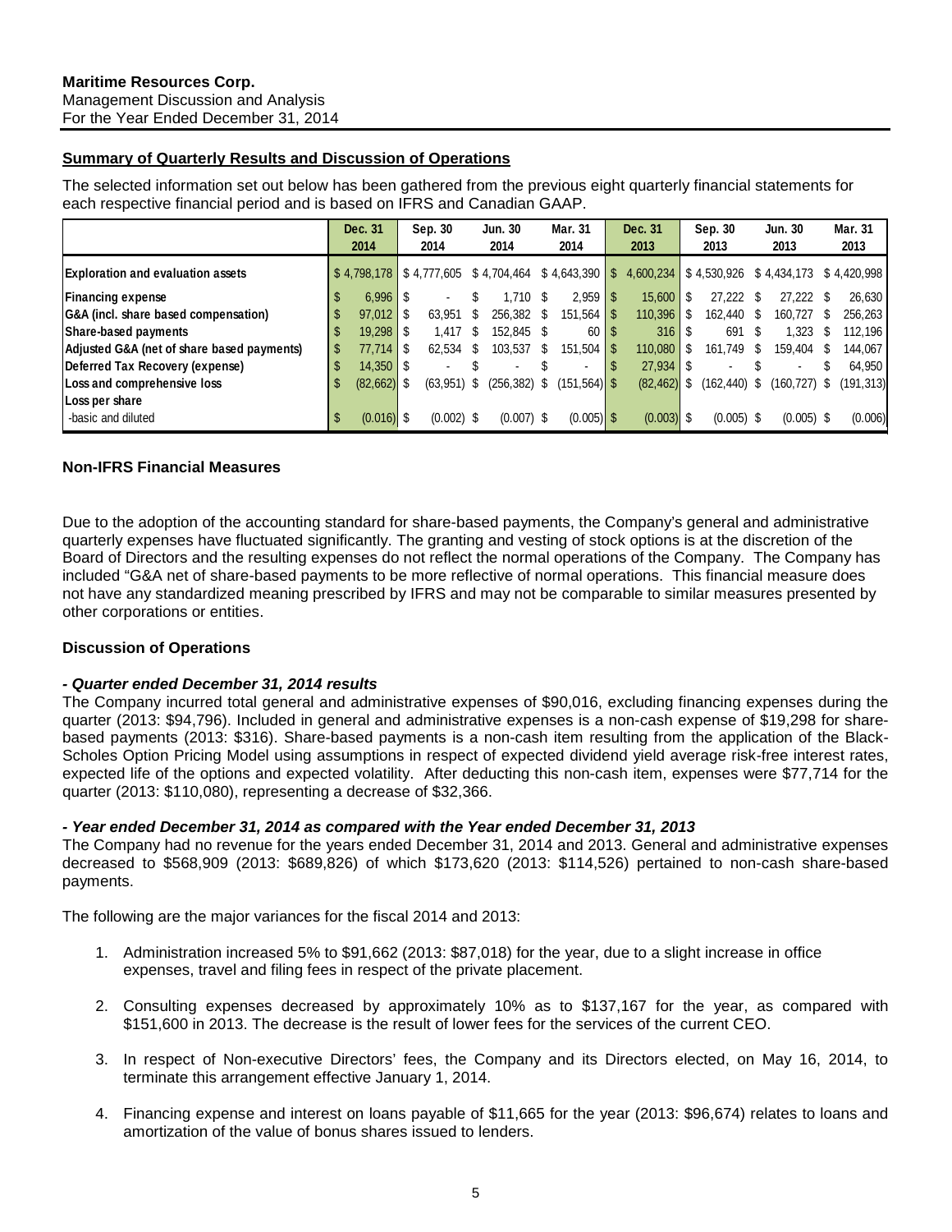**Maritime Resources Corp.**
Management Discussion and Analysis
For the Year Ended December 31, 2014

**Summary of Quarterly Results and Discussion of Operations**

The selected information set out below has been gathered from the previous eight quarterly financial statements for each respective financial period and is based on IFRS and Canadian GAAP.

| | Dec. 31 2014 | Sep. 30 2014 | Jun. 30 2014 | Mar. 31 2014 | Dec. 31 2013 | Sep. 30 2013 | Jun. 30 2013 | Mar. 31 2013 |
|---|---|---|---|---|---|---|---|---|
| **Exploration and evaluation assets** | $ 4,798,178 | $ 4,777,605 | $ 4,704,464 | $ 4,643,390 | $ 4,600,234 | $ 4,530,926 | $ 4,434,173 | $ 4,420,998 |
| **Financing expense** | $ 6,996 | $ - | $ 1,710 | $ 2,959 | $ 15,600 | $ 27,222 | $ 27,222 | $ 26,630 |
| **G&A (incl. share based compensation)** | $ 97,012 | $ 63,951 | $ 256,382 | $ 151,564 | $ 110,396 | $ 162,440 | $ 160,727 | $ 256,263 |
| **Share-based payments** | $ 19,298 | $ 1,417 | $ 152,845 | $ 60 | $ 316 | $ 691 | $ 1,323 | $ 112,196 |
| **Adjusted G&A (net of share based payments)** | $ 77,714 | $ 62,534 | $ 103,537 | $ 151,504 | $ 110,080 | $ 161,749 | $ 159,404 | $ 144,067 |
| **Deferred Tax Recovery (expense)** | $ 14,350 | $ - | $ - | $ - | $ 27,934 | $ - | $ - | $ 64,950 |
| **Loss and comprehensive loss** | $ (82,662) | $ (63,951) | $ (256,382) | $ (151,564) | $ (82,462) | $ (162,440) | $ (160,727) | $ (191,313) |
| **Loss per share** | | | | | | | | |
| -basic and diluted | $ (0.016) | $ (0.002) | $ (0.007) | $ (0.005) | $ (0.003) | $ (0.005) | $ (0.005) | $ (0.006) |

**Non-IFRS Financial Measures**

Due to the adoption of the accounting standard for share-based payments, the Company's general and administrative quarterly expenses have fluctuated significantly. The granting and vesting of stock options is at the discretion of the Board of Directors and the resulting expenses do not reflect the normal operations of the Company. The Company has included "G&A net of share-based payments to be more reflective of normal operations. This financial measure does not have any standardized meaning prescribed by IFRS and may not be comparable to similar measures presented by other corporations or entities.

**Discussion of Operations**

***- Quarter ended December 31, 2014 results***

The Company incurred total general and administrative expenses of $90,016, excluding financing expenses during the quarter (2013: $94,796). Included in general and administrative expenses is a non-cash expense of $19,298 for share-based payments (2013: $316). Share-based payments is a non-cash item resulting from the application of the Black-Scholes Option Pricing Model using assumptions in respect of expected dividend yield average risk-free interest rates, expected life of the options and expected volatility. After deducting this non-cash item, expenses were $77,714 for the quarter (2013: $110,080), representing a decrease of $32,366.

***- Year ended December 31, 2014 as compared with the Year ended December 31, 2013***

The Company had no revenue for the years ended December 31, 2014 and 2013. General and administrative expenses decreased to $568,909 (2013: $689,826) of which $173,620 (2013: $114,526) pertained to non-cash share-based payments.

The following are the major variances for the fiscal 2014 and 2013:

1. Administration increased 5% to $91,662 (2013: $87,018) for the year, due to a slight increase in office expenses, travel and filing fees in respect of the private placement.

2. Consulting expenses decreased by approximately 10% as to $137,167 for the year, as compared with $151,600 in 2013. The decrease is the result of lower fees for the services of the current CEO.

3. In respect of Non-executive Directors' fees, the Company and its Directors elected, on May 16, 2014, to terminate this arrangement effective January 1, 2014.

4. Financing expense and interest on loans payable of $11,665 for the year (2013: $96,674) relates to loans and amortization of the value of bonus shares issued to lenders.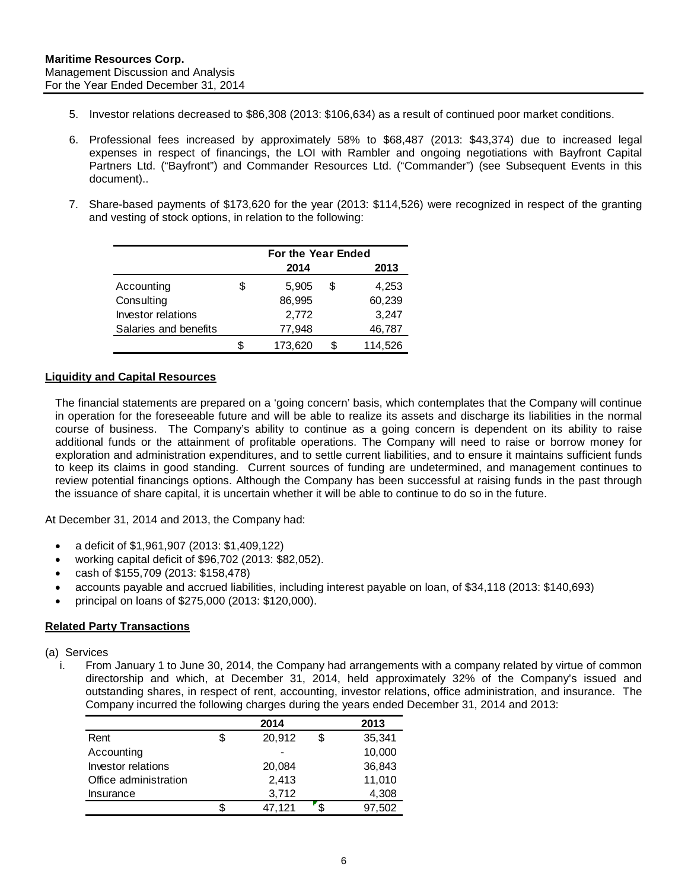5. Investor relations decreased to $86,308 (2013: $106,634) as a result of continued poor market conditions.

6. Professional fees increased by approximately 58% to $68,487 (2013: $43,374) due to increased legal expenses in respect of financings, the LOI with Rambler and ongoing negotiations with Bayfront Capital Partners Ltd. ("Bayfront") and Commander Resources Ltd. ("Commander") (see Subsequent Events in this document)..

7. Share-based payments of $173,620 for the year (2013: $114,526) were recognized in respect of the granting and vesting of stock options, in relation to the following:

| | For the Year Ended | |
|---|---|---|
| | 2014 | 2013 |
| Accounting | $ 5,905 | $ 4,253 |
| Consulting | 86,995 | 60,239 |
| Investor relations | 2,772 | 3,247 |
| Salaries and benefits | 77,948 | 46,787 |
| | $ 173,620 | $ 114,526 |

## Liquidity and Capital Resources

The financial statements are prepared on a 'going concern' basis, which contemplates that the Company will continue in operation for the foreseeable future and will be able to realize its assets and discharge its liabilities in the normal course of business. The Company's ability to continue as a going concern is dependent on its ability to raise additional funds or the attainment of profitable operations. The Company will need to raise or borrow money for exploration and administration expenditures, and to settle current liabilities, and to ensure it maintains sufficient funds to keep its claims in good standing. Current sources of funding are undetermined, and management continues to review potential financings options. Although the Company has been successful at raising funds in the past through the issuance of share capital, it is uncertain whether it will be able to continue to do so in the future.

At December 31, 2014 and 2013, the Company had:

- a deficit of $1,961,907 (2013: $1,409,122)
- working capital deficit of $96,702 (2013: $82,052).
- cash of $155,709 (2013: $158,478)
- accounts payable and accrued liabilities, including interest payable on loan, of $34,118 (2013: $140,693)
- principal on loans of $275,000 (2013: $120,000).

## Related Party Transactions

(a) Services

i. From January 1 to June 30, 2014, the Company had arrangements with a company related by virtue of common directorship and which, at December 31, 2014, held approximately 32% of the Company's issued and outstanding shares, in respect of rent, accounting, investor relations, office administration, and insurance. The Company incurred the following charges during the years ended December 31, 2014 and 2013:

| | 2014 | 2013 |
|---|---|---|
| Rent | $ 20,912 | $ 35,341 |
| Accounting | - | 10,000 |
| Investor relations | 20,084 | 36,843 |
| Office administration | 2,413 | 11,010 |
| Insurance | 3,712 | 4,308 |
| | $ 47,121 | $ 97,502 |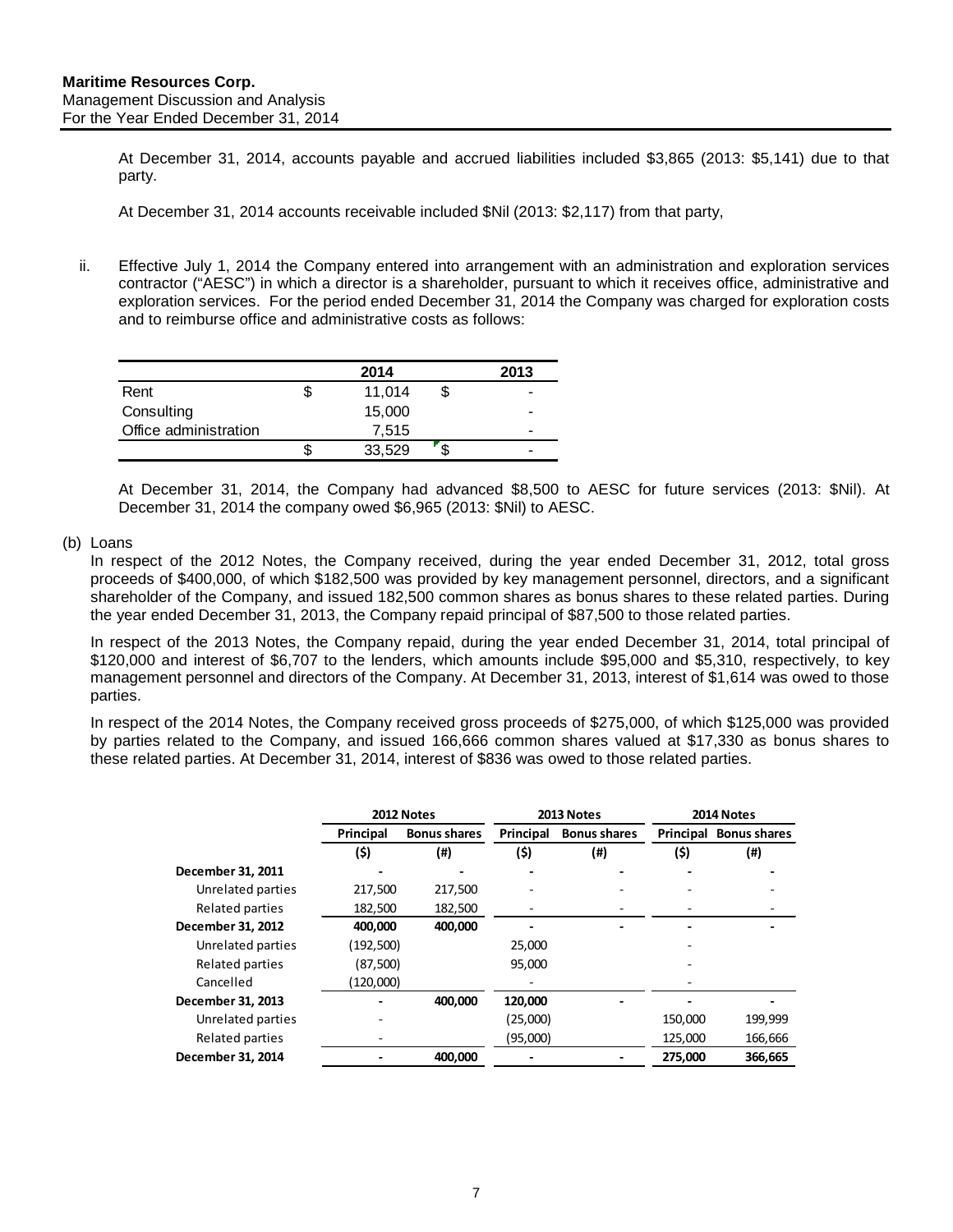At December 31, 2014, accounts payable and accrued liabilities included $3,865 (2013: $5,141) due to that party.

At December 31, 2014 accounts receivable included $Nil (2013: $2,117) from that party,

ii. Effective July 1, 2014 the Company entered into arrangement with an administration and exploration services contractor ("AESC") in which a director is a shareholder, pursuant to which it receives office, administrative and exploration services. For the period ended December 31, 2014 the Company was charged for exploration costs and to reimburse office and administrative costs as follows:

| | 2014 | 2013 |
|---|---|---|
| Rent | $ 11,014 | $ - |
| Consulting | 15,000 | - |
| Office administration | 7,515 | - |
| | $ 33,529 | $ - |

At December 31, 2014, the Company had advanced $8,500 to AESC for future services (2013: $Nil). At December 31, 2014 the company owed $6,965 (2013: $Nil) to AESC.

(b) Loans

In respect of the 2012 Notes, the Company received, during the year ended December 31, 2012, total gross proceeds of $400,000, of which $182,500 was provided by key management personnel, directors, and a significant shareholder of the Company, and issued 182,500 common shares as bonus shares to these related parties. During the year ended December 31, 2013, the Company repaid principal of $87,500 to those related parties.

In respect of the 2013 Notes, the Company repaid, during the year ended December 31, 2014, total principal of $120,000 and interest of $6,707 to the lenders, which amounts include $95,000 and $5,310, respectively, to key management personnel and directors of the Company. At December 31, 2013, interest of $1,614 was owed to those parties.

In respect of the 2014 Notes, the Company received gross proceeds of $275,000, of which $125,000 was provided by parties related to the Company, and issued 166,666 common shares valued at $17,330 as bonus shares to these related parties. At December 31, 2014, interest of $836 was owed to those related parties.

| | 2012 Notes | | 2013 Notes | | 2014 Notes | |
|---|---|---|---|---|---|---|
| | Principal | Bonus shares | Principal | Bonus shares | Principal | Bonus shares |
| | ($) | (#) | ($) | (#) | ($) | (#) |
| **December 31, 2011** | - | - | - | - | - | - |
| Unrelated parties | 217,500 | 217,500 | - | - | - | - |
| Related parties | 182,500 | 182,500 | - | - | - | - |
| **December 31, 2012** | **400,000** | **400,000** | - | - | - | - |
| Unrelated parties | (192,500) | | 25,000 | | - | |
| Related parties | (87,500) | | 95,000 | | - | |
| Cancelled | (120,000) | | - | | - | |
| **December 31, 2013** | - | **400,000** | **120,000** | - | - | - |
| Unrelated parties | - | | (25,000) | | 150,000 | 199,999 |
| Related parties | - | | (95,000) | | 125,000 | 166,666 |
| **December 31, 2014** | - | **400,000** | - | - | **275,000** | **366,665** |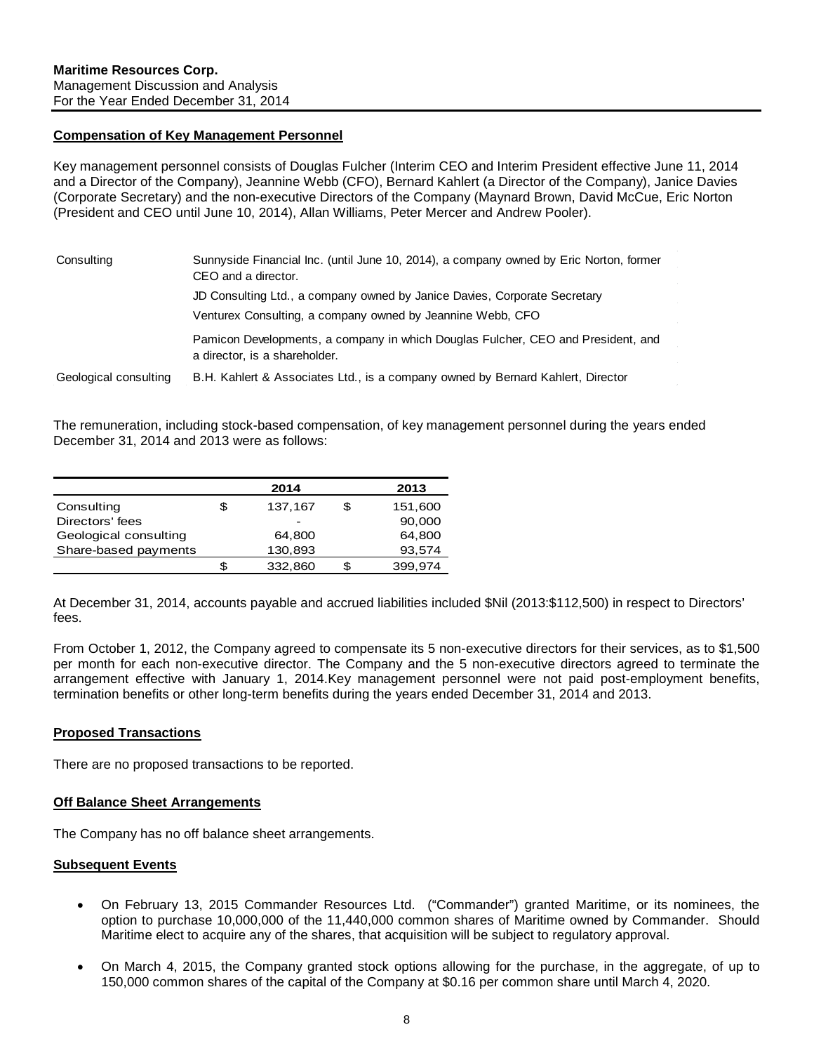**Maritime Resources Corp.**
Management Discussion and Analysis
For the Year Ended December 31, 2014

## Compensation of Key Management Personnel

Key management personnel consists of Douglas Fulcher (Interim CEO and Interim President effective June 11, 2014 and a Director of the Company), Jeannine Webb (CFO), Bernard Kahlert (a Director of the Company), Janice Davies (Corporate Secretary) and the non-executive Directors of the Company (Maynard Brown, David McCue, Eric Norton (President and CEO until June 10, 2014), Allan Williams, Peter Mercer and Andrew Pooler).

| | |
|---|---|
| Consulting | Sunnyside Financial Inc. (until June 10, 2014), a company owned by Eric Norton, former CEO and a director. |
| | JD Consulting Ltd., a company owned by Janice Davies, Corporate Secretary |
| | Venturex Consulting, a company owned by Jeannine Webb, CFO |
| | Pamicon Developments, a company in which Douglas Fulcher, CEO and President, and a director, is a shareholder. |
| Geological consulting | B.H. Kahlert & Associates Ltd., is a company owned by Bernard Kahlert, Director |

The remuneration, including stock-based compensation, of key management personnel during the years ended December 31, 2014 and 2013 were as follows:

| | 2014 | 2013 |
|---|---|---|
| Consulting | $ 137,167 | $ 151,600 |
| Directors' fees | - | 90,000 |
| Geological consulting | 64,800 | 64,800 |
| Share-based payments | 130,893 | 93,574 |
| | $ 332,860 | $ 399,974 |

At December 31, 2014, accounts payable and accrued liabilities included $Nil (2013:$112,500) in respect to Directors' fees.

From October 1, 2012, the Company agreed to compensate its 5 non-executive directors for their services, as to $1,500 per month for each non-executive director. The Company and the 5 non-executive directors agreed to terminate the arrangement effective with January 1, 2014.Key management personnel were not paid post-employment benefits, termination benefits or other long-term benefits during the years ended December 31, 2014 and 2013.

## Proposed Transactions

There are no proposed transactions to be reported.

## Off Balance Sheet Arrangements

The Company has no off balance sheet arrangements.

## Subsequent Events

- On February 13, 2015 Commander Resources Ltd. ("Commander") granted Maritime, or its nominees, the option to purchase 10,000,000 of the 11,440,000 common shares of Maritime owned by Commander. Should Maritime elect to acquire any of the shares, that acquisition will be subject to regulatory approval.
- On March 4, 2015, the Company granted stock options allowing for the purchase, in the aggregate, of up to 150,000 common shares of the capital of the Company at $0.16 per common share until March 4, 2020.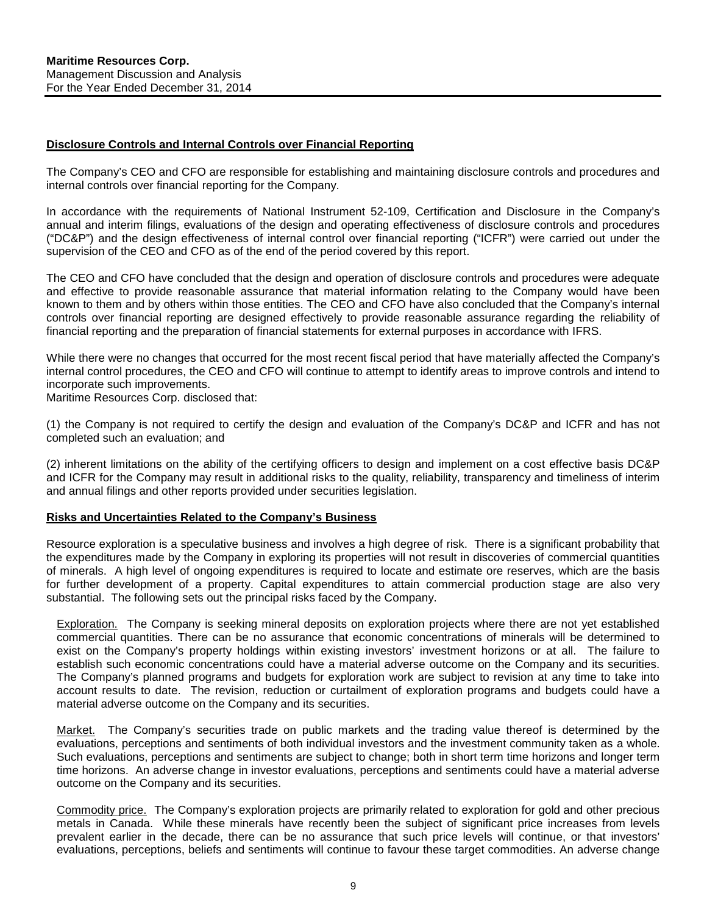## Disclosure Controls and Internal Controls over Financial Reporting

The Company's CEO and CFO are responsible for establishing and maintaining disclosure controls and procedures and internal controls over financial reporting for the Company.

In accordance with the requirements of National Instrument 52-109, Certification and Disclosure in the Company's annual and interim filings, evaluations of the design and operating effectiveness of disclosure controls and procedures ("DC&P") and the design effectiveness of internal control over financial reporting ("ICFR") were carried out under the supervision of the CEO and CFO as of the end of the period covered by this report.

The CEO and CFO have concluded that the design and operation of disclosure controls and procedures were adequate and effective to provide reasonable assurance that material information relating to the Company would have been known to them and by others within those entities. The CEO and CFO have also concluded that the Company's internal controls over financial reporting are designed effectively to provide reasonable assurance regarding the reliability of financial reporting and the preparation of financial statements for external purposes in accordance with IFRS.

While there were no changes that occurred for the most recent fiscal period that have materially affected the Company's internal control procedures, the CEO and CFO will continue to attempt to identify areas to improve controls and intend to incorporate such improvements.
Maritime Resources Corp. disclosed that:

(1) the Company is not required to certify the design and evaluation of the Company's DC&P and ICFR and has not completed such an evaluation; and

(2) inherent limitations on the ability of the certifying officers to design and implement on a cost effective basis DC&P and ICFR for the Company may result in additional risks to the quality, reliability, transparency and timeliness of interim and annual filings and other reports provided under securities legislation.

## Risks and Uncertainties Related to the Company's Business

Resource exploration is a speculative business and involves a high degree of risk. There is a significant probability that the expenditures made by the Company in exploring its properties will not result in discoveries of commercial quantities of minerals. A high level of ongoing expenditures is required to locate and estimate ore reserves, which are the basis for further development of a property. Capital expenditures to attain commercial production stage are also very substantial. The following sets out the principal risks faced by the Company.

Exploration. The Company is seeking mineral deposits on exploration projects where there are not yet established commercial quantities. There can be no assurance that economic concentrations of minerals will be determined to exist on the Company's property holdings within existing investors' investment horizons or at all. The failure to establish such economic concentrations could have a material adverse outcome on the Company and its securities. The Company's planned programs and budgets for exploration work are subject to revision at any time to take into account results to date. The revision, reduction or curtailment of exploration programs and budgets could have a material adverse outcome on the Company and its securities.

Market. The Company's securities trade on public markets and the trading value thereof is determined by the evaluations, perceptions and sentiments of both individual investors and the investment community taken as a whole. Such evaluations, perceptions and sentiments are subject to change; both in short term time horizons and longer term time horizons. An adverse change in investor evaluations, perceptions and sentiments could have a material adverse outcome on the Company and its securities.

Commodity price. The Company's exploration projects are primarily related to exploration for gold and other precious metals in Canada. While these minerals have recently been the subject of significant price increases from levels prevalent earlier in the decade, there can be no assurance that such price levels will continue, or that investors' evaluations, perceptions, beliefs and sentiments will continue to favour these target commodities. An adverse change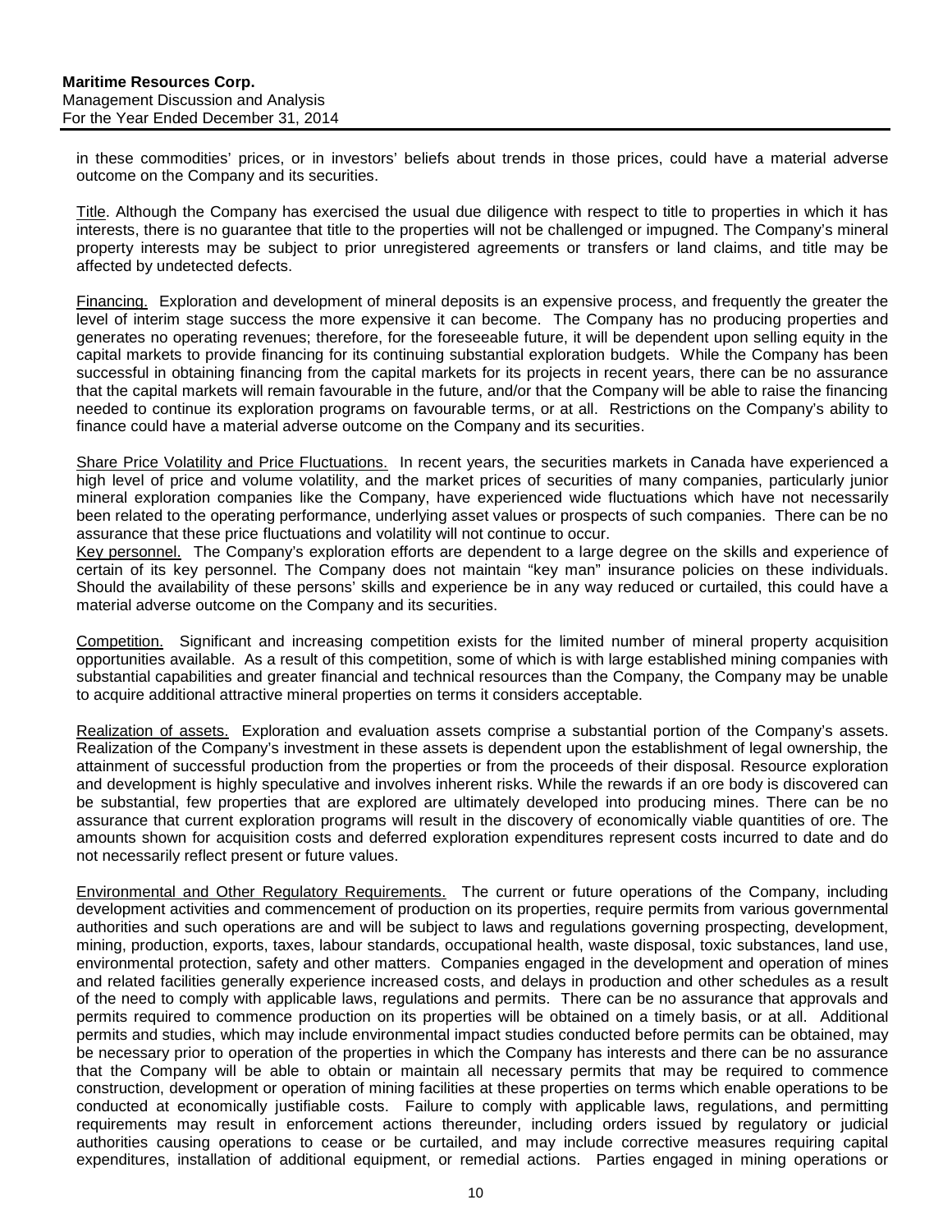in these commodities' prices, or in investors' beliefs about trends in those prices, could have a material adverse outcome on the Company and its securities.

Title. Although the Company has exercised the usual due diligence with respect to title to properties in which it has interests, there is no guarantee that title to the properties will not be challenged or impugned. The Company's mineral property interests may be subject to prior unregistered agreements or transfers or land claims, and title may be affected by undetected defects.

Financing. Exploration and development of mineral deposits is an expensive process, and frequently the greater the level of interim stage success the more expensive it can become. The Company has no producing properties and generates no operating revenues; therefore, for the foreseeable future, it will be dependent upon selling equity in the capital markets to provide financing for its continuing substantial exploration budgets. While the Company has been successful in obtaining financing from the capital markets for its projects in recent years, there can be no assurance that the capital markets will remain favourable in the future, and/or that the Company will be able to raise the financing needed to continue its exploration programs on favourable terms, or at all. Restrictions on the Company's ability to finance could have a material adverse outcome on the Company and its securities.

Share Price Volatility and Price Fluctuations. In recent years, the securities markets in Canada have experienced a high level of price and volume volatility, and the market prices of securities of many companies, particularly junior mineral exploration companies like the Company, have experienced wide fluctuations which have not necessarily been related to the operating performance, underlying asset values or prospects of such companies. There can be no assurance that these price fluctuations and volatility will not continue to occur.

Key personnel. The Company's exploration efforts are dependent to a large degree on the skills and experience of certain of its key personnel. The Company does not maintain "key man" insurance policies on these individuals. Should the availability of these persons' skills and experience be in any way reduced or curtailed, this could have a material adverse outcome on the Company and its securities.

Competition. Significant and increasing competition exists for the limited number of mineral property acquisition opportunities available. As a result of this competition, some of which is with large established mining companies with substantial capabilities and greater financial and technical resources than the Company, the Company may be unable to acquire additional attractive mineral properties on terms it considers acceptable.

Realization of assets. Exploration and evaluation assets comprise a substantial portion of the Company's assets. Realization of the Company's investment in these assets is dependent upon the establishment of legal ownership, the attainment of successful production from the properties or from the proceeds of their disposal. Resource exploration and development is highly speculative and involves inherent risks. While the rewards if an ore body is discovered can be substantial, few properties that are explored are ultimately developed into producing mines. There can be no assurance that current exploration programs will result in the discovery of economically viable quantities of ore. The amounts shown for acquisition costs and deferred exploration expenditures represent costs incurred to date and do not necessarily reflect present or future values.

Environmental and Other Regulatory Requirements. The current or future operations of the Company, including development activities and commencement of production on its properties, require permits from various governmental authorities and such operations are and will be subject to laws and regulations governing prospecting, development, mining, production, exports, taxes, labour standards, occupational health, waste disposal, toxic substances, land use, environmental protection, safety and other matters. Companies engaged in the development and operation of mines and related facilities generally experience increased costs, and delays in production and other schedules as a result of the need to comply with applicable laws, regulations and permits. There can be no assurance that approvals and permits required to commence production on its properties will be obtained on a timely basis, or at all. Additional permits and studies, which may include environmental impact studies conducted before permits can be obtained, may be necessary prior to operation of the properties in which the Company has interests and there can be no assurance that the Company will be able to obtain or maintain all necessary permits that may be required to commence construction, development or operation of mining facilities at these properties on terms which enable operations to be conducted at economically justifiable costs. Failure to comply with applicable laws, regulations, and permitting requirements may result in enforcement actions thereunder, including orders issued by regulatory or judicial authorities causing operations to cease or be curtailed, and may include corrective measures requiring capital expenditures, installation of additional equipment, or remedial actions. Parties engaged in mining operations or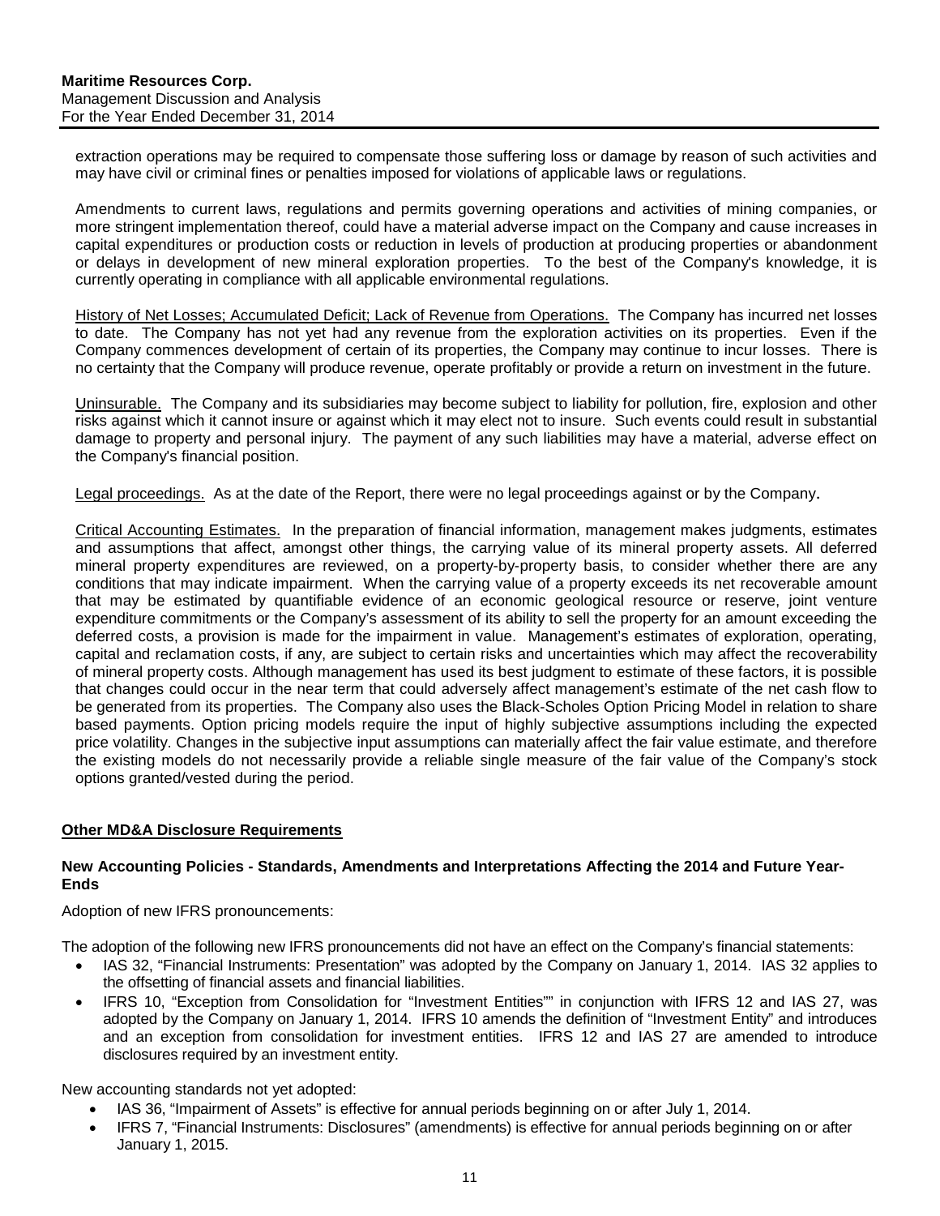extraction operations may be required to compensate those suffering loss or damage by reason of such activities and may have civil or criminal fines or penalties imposed for violations of applicable laws or regulations.

Amendments to current laws, regulations and permits governing operations and activities of mining companies, or more stringent implementation thereof, could have a material adverse impact on the Company and cause increases in capital expenditures or production costs or reduction in levels of production at producing properties or abandonment or delays in development of new mineral exploration properties. To the best of the Company's knowledge, it is currently operating in compliance with all applicable environmental regulations.

History of Net Losses; Accumulated Deficit; Lack of Revenue from Operations. The Company has incurred net losses to date. The Company has not yet had any revenue from the exploration activities on its properties. Even if the Company commences development of certain of its properties, the Company may continue to incur losses. There is no certainty that the Company will produce revenue, operate profitably or provide a return on investment in the future.

Uninsurable. The Company and its subsidiaries may become subject to liability for pollution, fire, explosion and other risks against which it cannot insure or against which it may elect not to insure. Such events could result in substantial damage to property and personal injury. The payment of any such liabilities may have a material, adverse effect on the Company's financial position.

Legal proceedings. As at the date of the Report, there were no legal proceedings against or by the Company.

Critical Accounting Estimates. In the preparation of financial information, management makes judgments, estimates and assumptions that affect, amongst other things, the carrying value of its mineral property assets. All deferred mineral property expenditures are reviewed, on a property-by-property basis, to consider whether there are any conditions that may indicate impairment. When the carrying value of a property exceeds its net recoverable amount that may be estimated by quantifiable evidence of an economic geological resource or reserve, joint venture expenditure commitments or the Company's assessment of its ability to sell the property for an amount exceeding the deferred costs, a provision is made for the impairment in value. Management's estimates of exploration, operating, capital and reclamation costs, if any, are subject to certain risks and uncertainties which may affect the recoverability of mineral property costs. Although management has used its best judgment to estimate of these factors, it is possible that changes could occur in the near term that could adversely affect management's estimate of the net cash flow to be generated from its properties. The Company also uses the Black-Scholes Option Pricing Model in relation to share based payments. Option pricing models require the input of highly subjective assumptions including the expected price volatility. Changes in the subjective input assumptions can materially affect the fair value estimate, and therefore the existing models do not necessarily provide a reliable single measure of the fair value of the Company's stock options granted/vested during the period.

## Other MD&A Disclosure Requirements

### New Accounting Policies - Standards, Amendments and Interpretations Affecting the 2014 and Future Year-Ends

Adoption of new IFRS pronouncements:

The adoption of the following new IFRS pronouncements did not have an effect on the Company's financial statements:

- IAS 32, "Financial Instruments: Presentation" was adopted by the Company on January 1, 2014. IAS 32 applies to the offsetting of financial assets and financial liabilities.
- IFRS 10, "Exception from Consolidation for "Investment Entities"" in conjunction with IFRS 12 and IAS 27, was adopted by the Company on January 1, 2014. IFRS 10 amends the definition of "Investment Entity" and introduces and an exception from consolidation for investment entities. IFRS 12 and IAS 27 are amended to introduce disclosures required by an investment entity.

New accounting standards not yet adopted:

- IAS 36, "Impairment of Assets" is effective for annual periods beginning on or after July 1, 2014.
- IFRS 7, "Financial Instruments: Disclosures" (amendments) is effective for annual periods beginning on or after January 1, 2015.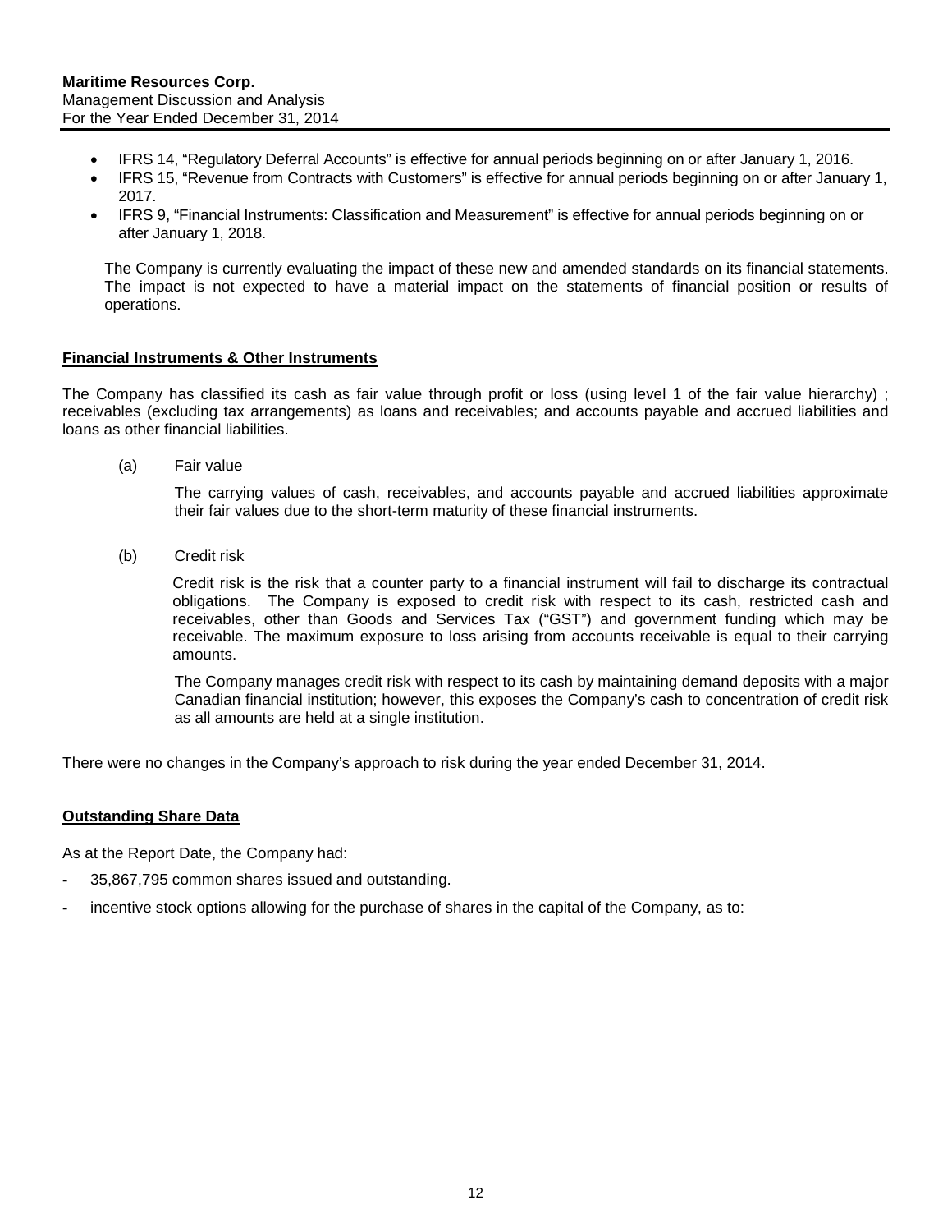- IFRS 14, “Regulatory Deferral Accounts” is effective for annual periods beginning on or after January 1, 2016.
- IFRS 15, “Revenue from Contracts with Customers” is effective for annual periods beginning on or after January 1, 2017.
- IFRS 9, “Financial Instruments: Classification and Measurement” is effective for annual periods beginning on or after January 1, 2018.

The Company is currently evaluating the impact of these new and amended standards on its financial statements. The impact is not expected to have a material impact on the statements of financial position or results of operations.

**Financial Instruments & Other Instruments**

The Company has classified its cash as fair value through profit or loss (using level 1 of the fair value hierarchy) ; receivables (excluding tax arrangements) as loans and receivables; and accounts payable and accrued liabilities and loans as other financial liabilities.

(a) Fair value

The carrying values of cash, receivables, and accounts payable and accrued liabilities approximate their fair values due to the short-term maturity of these financial instruments.

(b) Credit risk

Credit risk is the risk that a counter party to a financial instrument will fail to discharge its contractual obligations. The Company is exposed to credit risk with respect to its cash, restricted cash and receivables, other than Goods and Services Tax (“GST”) and government funding which may be receivable. The maximum exposure to loss arising from accounts receivable is equal to their carrying amounts.

The Company manages credit risk with respect to its cash by maintaining demand deposits with a major Canadian financial institution; however, this exposes the Company’s cash to concentration of credit risk as all amounts are held at a single institution.

There were no changes in the Company’s approach to risk during the year ended December 31, 2014.

**Outstanding Share Data**

As at the Report Date, the Company had:

- 35,867,795 common shares issued and outstanding.
- incentive stock options allowing for the purchase of shares in the capital of the Company, as to: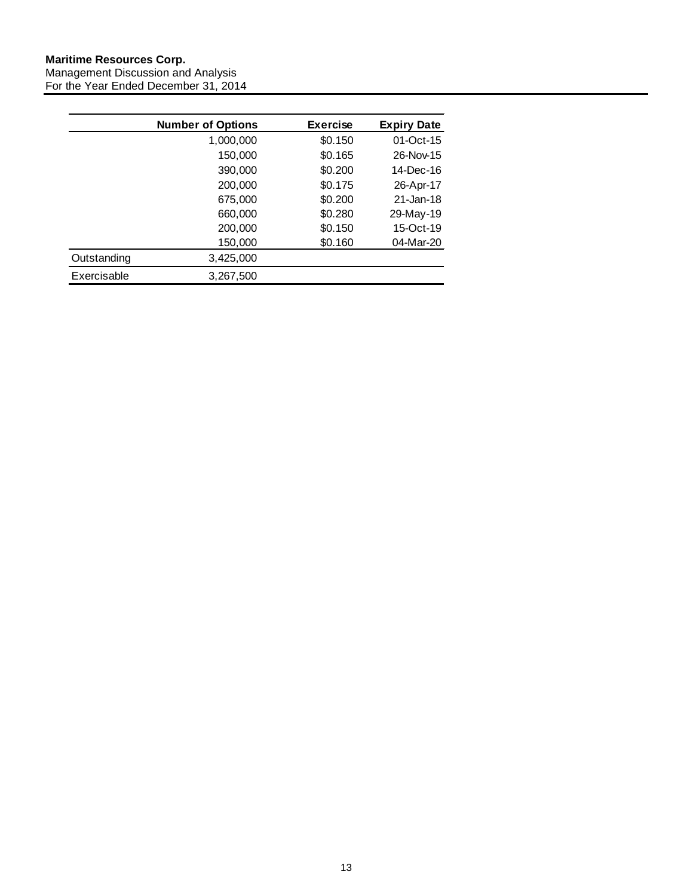|  | Number of Options | Exercise | Expiry Date |
|---|---|---|---|
|  | 1,000,000 | $0.150 | 01-Oct-15 |
|  | 150,000 | $0.165 | 26-Nov-15 |
|  | 390,000 | $0.200 | 14-Dec-16 |
|  | 200,000 | $0.175 | 26-Apr-17 |
|  | 675,000 | $0.200 | 21-Jan-18 |
|  | 660,000 | $0.280 | 29-May-19 |
|  | 200,000 | $0.150 | 15-Oct-19 |
|  | 150,000 | $0.160 | 04-Mar-20 |
| Outstanding | 3,425,000 |  |  |
| Exercisable | 3,267,500 |  |  |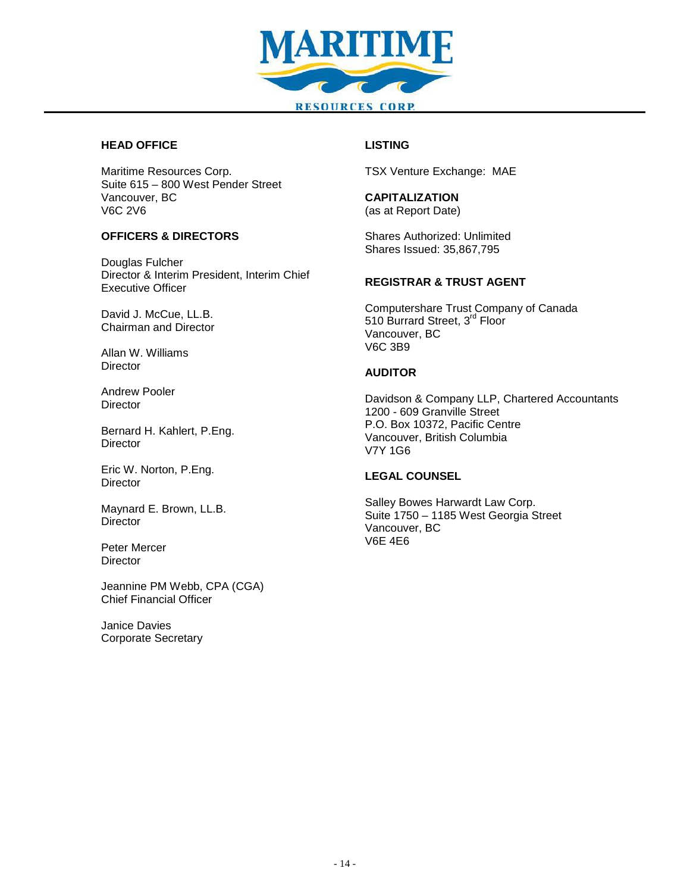MARITIME

RESOURCES CORP.

**HEAD OFFICE**

Maritime Resources Corp.
Suite 615 – 800 West Pender Street
Vancouver, BC
V6C 2V6

**OFFICERS & DIRECTORS**

Douglas Fulcher
Director & Interim President, Interim Chief Executive Officer

David J. McCue, LL.B.
Chairman and Director

Allan W. Williams
Director

Andrew Pooler
Director

Bernard H. Kahlert, P.Eng.
Director

Eric W. Norton, P.Eng.
Director

Maynard E. Brown, LL.B.
Director

Peter Mercer
Director

Jeannine PM Webb, CPA (CGA)
Chief Financial Officer

Janice Davies
Corporate Secretary

**LISTING**

TSX Venture Exchange: MAE

**CAPITALIZATION**
(as at Report Date)

Shares Authorized: Unlimited
Shares Issued: 35,867,795

**REGISTRAR & TRUST AGENT**

Computershare Trust Company of Canada
510 Burrard Street, 3rd Floor
Vancouver, BC
V6C 3B9

**AUDITOR**

Davidson & Company LLP, Chartered Accountants
1200 - 609 Granville Street
P.O. Box 10372, Pacific Centre
Vancouver, British Columbia
V7Y 1G6

**LEGAL COUNSEL**

Salley Bowes Harwardt Law Corp.
Suite 1750 – 1185 West Georgia Street
Vancouver, BC
V6E 4E6